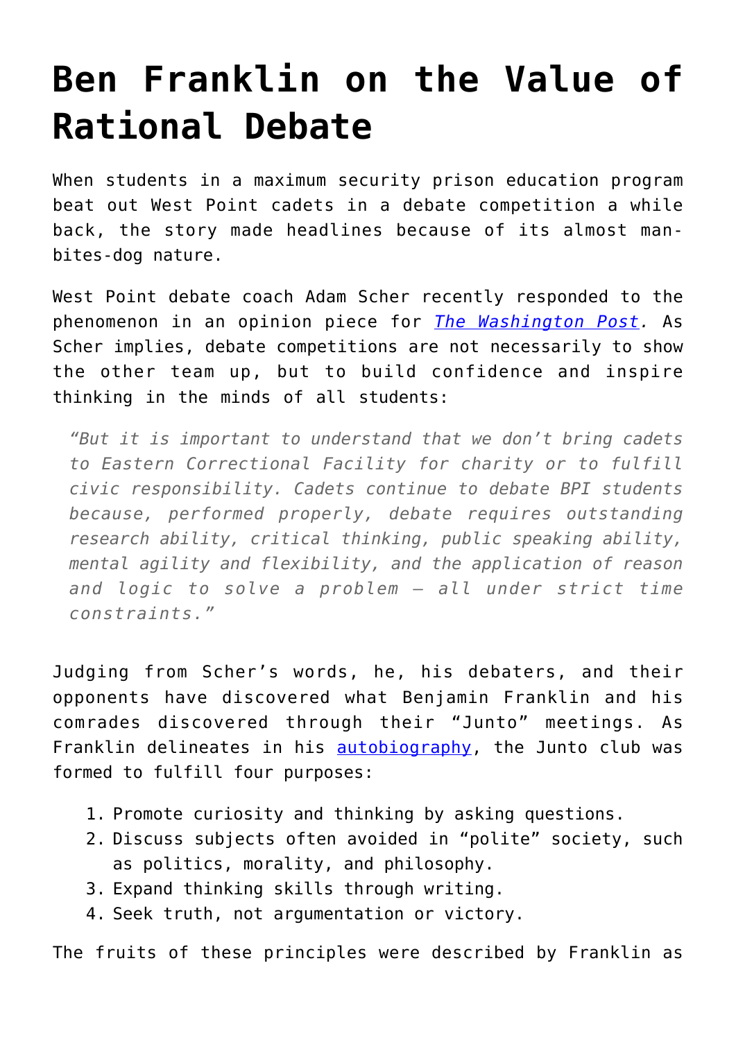# Ben Franklin on the Value of Rational Debate

When students in a maximum security prison education program beat out West Point cadets in a debate competition a while back, the story made headlines because of its almost man-bites-dog nature.

West Point debate coach Adam Scher recently responded to the phenomenon in an opinion piece for [*The Washington Post*](). As Scher implies, debate competitions are not necessarily to show the other team up, but to build confidence and inspire thinking in the minds of all students:

> *"But it is important to understand that we don't bring cadets to Eastern Correctional Facility for charity or to fulfill civic responsibility. Cadets continue to debate BPI students because, performed properly, debate requires outstanding research ability, critical thinking, public speaking ability, mental agility and flexibility, and the application of reason and logic to solve a problem – all under strict time constraints."*

Judging from Scher's words, he, his debaters, and their opponents have discovered what Benjamin Franklin and his comrades discovered through their "Junto" meetings. As Franklin delineates in his [autobiography](), the Junto club was formed to fulfill four purposes:

1. Promote curiosity and thinking by asking questions.
2. Discuss subjects often avoided in "polite" society, such as politics, morality, and philosophy.
3. Expand thinking skills through writing.
4. Seek truth, not argumentation or victory.

The fruits of these principles were described by Franklin as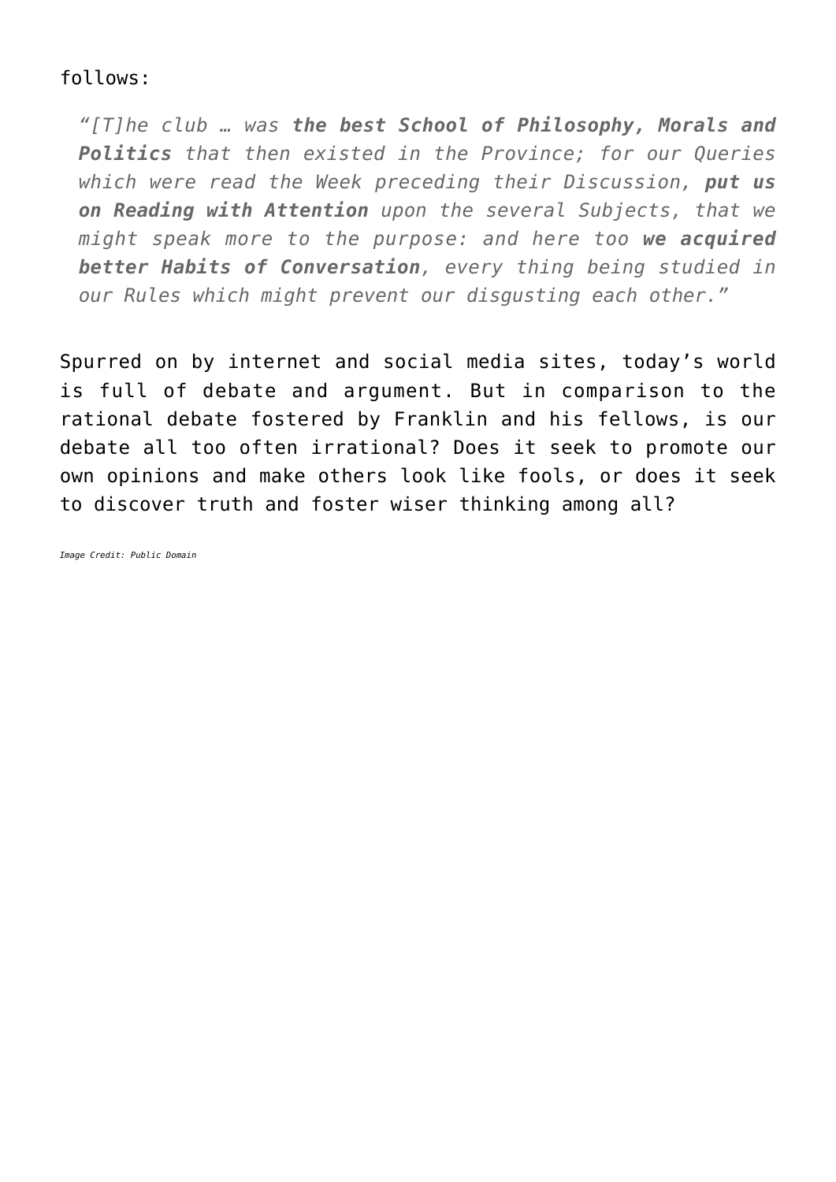follows:

> *"[T]he club … was **the best School of Philosophy, Morals and Politics** that then existed in the Province; for our Queries which were read the Week preceding their Discussion, **put us on Reading with Attention** upon the several Subjects, that we might speak more to the purpose: and here too **we acquired better Habits of Conversation**, every thing being studied in our Rules which might prevent our disgusting each other."*

Spurred on by internet and social media sites, today's world is full of debate and argument. But in comparison to the rational debate fostered by Franklin and his fellows, is our debate all too often irrational? Does it seek to promote our own opinions and make others look like fools, or does it seek to discover truth and foster wiser thinking among all?

*Image Credit: Public Domain*